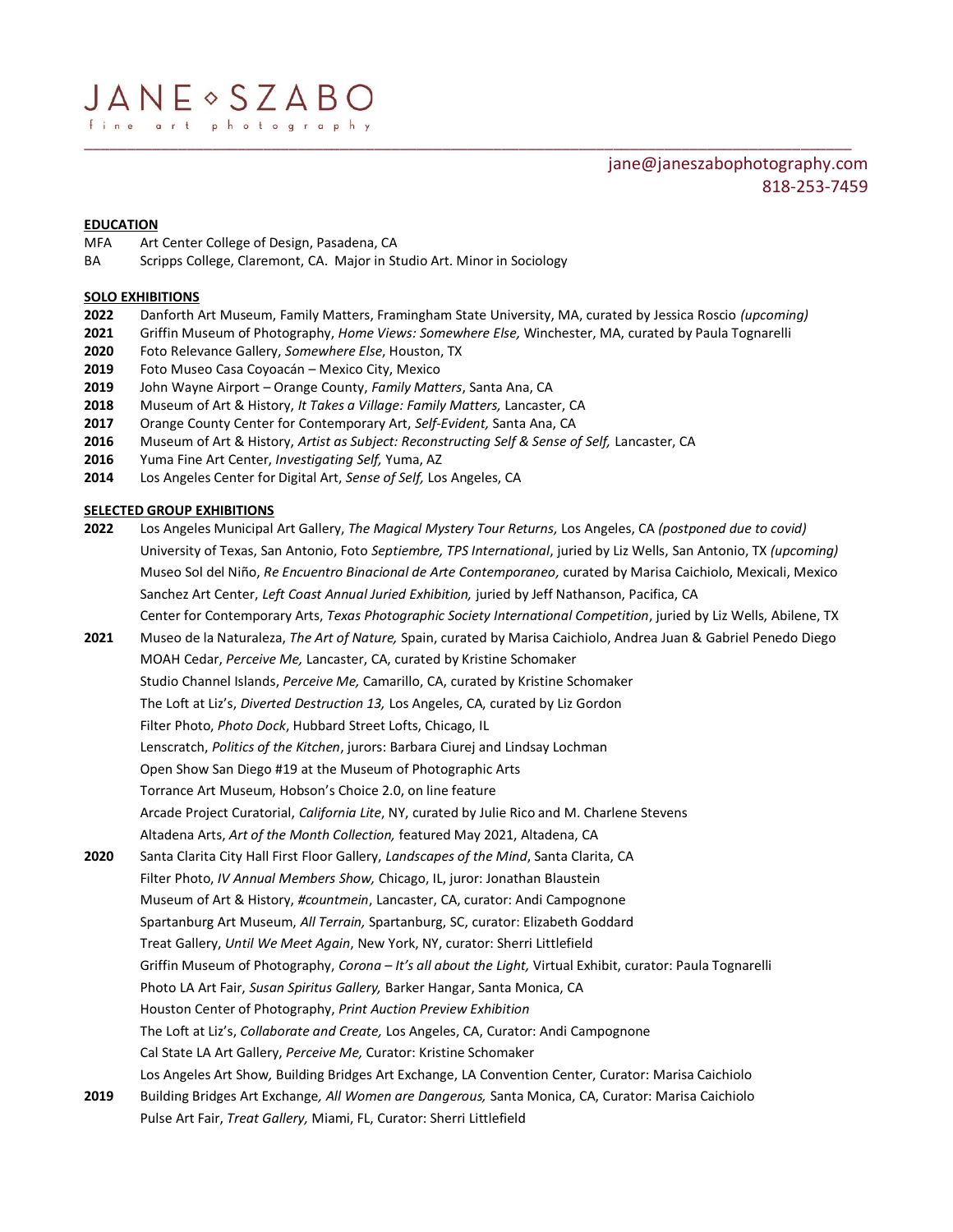# JANE ◇ SZABO

fine art photography

jane@janeszabophotography.com
818-253-7459

## EDUCATION

MFA Art Center College of Design, Pasadena, CA

BA Scripps College, Claremont, CA. Major in Studio Art. Minor in Sociology

## SOLO EXHIBITIONS

**2022** Danforth Art Museum, Family Matters, Framingham State University, MA, curated by Jessica Roscio *(upcoming)*

**2021** Griffin Museum of Photography, *Home Views: Somewhere Else,* Winchester, MA, curated by Paula Tognarelli

**2020** Foto Relevance Gallery, *Somewhere Else*, Houston, TX

**2019** Foto Museo Casa Coyoacán – Mexico City, Mexico

**2019** John Wayne Airport – Orange County, *Family Matters*, Santa Ana, CA

**2018** Museum of Art & History, *It Takes a Village: Family Matters,* Lancaster, CA

**2017** Orange County Center for Contemporary Art, *Self-Evident,* Santa Ana, CA

**2016** Museum of Art & History, *Artist as Subject: Reconstructing Self & Sense of Self,* Lancaster, CA

**2016** Yuma Fine Art Center, *Investigating Self,* Yuma, AZ

**2014** Los Angeles Center for Digital Art, *Sense of Self,* Los Angeles, CA

## SELECTED GROUP EXHIBITIONS

**2022** Los Angeles Municipal Art Gallery, *The Magical Mystery Tour Returns,* Los Angeles, CA *(postponed due to covid)*

University of Texas, San Antonio, Foto *Septiembre, TPS International*, juried by Liz Wells, San Antonio, TX *(upcoming)*

Museo Sol del Niño, *Re Encuentro Binacional de Arte Contemporaneo,* curated by Marisa Caichiolo, Mexicali, Mexico

Sanchez Art Center, *Left Coast Annual Juried Exhibition,* juried by Jeff Nathanson, Pacifica, CA

Center for Contemporary Arts, *Texas Photographic Society International Competition*, juried by Liz Wells, Abilene, TX

**2021** Museo de la Naturaleza, *The Art of Nature,* Spain, curated by Marisa Caichiolo, Andrea Juan & Gabriel Penedo Diego

MOAH Cedar, *Perceive Me,* Lancaster, CA, curated by Kristine Schomaker

Studio Channel Islands, *Perceive Me,* Camarillo, CA, curated by Kristine Schomaker

The Loft at Liz's, *Diverted Destruction 13,* Los Angeles, CA, curated by Liz Gordon

Filter Photo, *Photo Dock*, Hubbard Street Lofts, Chicago, IL

Lenscratch, *Politics of the Kitchen*, jurors: Barbara Ciurej and Lindsay Lochman

Open Show San Diego #19 at the Museum of Photographic Arts

Torrance Art Museum, Hobson's Choice 2.0, on line feature

Arcade Project Curatorial, *California Lite*, NY, curated by Julie Rico and M. Charlene Stevens

Altadena Arts, *Art of the Month Collection,* featured May 2021, Altadena, CA

**2020** Santa Clarita City Hall First Floor Gallery, *Landscapes of the Mind*, Santa Clarita, CA

Filter Photo, *IV Annual Members Show,* Chicago, IL, juror: Jonathan Blaustein

Museum of Art & History, *#countmein*, Lancaster, CA, curator: Andi Campognone

Spartanburg Art Museum, *All Terrain,* Spartanburg, SC, curator: Elizabeth Goddard

Treat Gallery, *Until We Meet Again*, New York, NY, curator: Sherri Littlefield

Griffin Museum of Photography, *Corona – It's all about the Light,* Virtual Exhibit, curator: Paula Tognarelli

Photo LA Art Fair, *Susan Spiritus Gallery,* Barker Hangar, Santa Monica, CA

Houston Center of Photography, *Print Auction Preview Exhibition*

The Loft at Liz's, *Collaborate and Create,* Los Angeles, CA, Curator: Andi Campognone

Cal State LA Art Gallery, *Perceive Me,* Curator: Kristine Schomaker

Los Angeles Art Show*,* Building Bridges Art Exchange, LA Convention Center, Curator: Marisa Caichiolo

**2019** Building Bridges Art Exchange*, All Women are Dangerous,* Santa Monica, CA, Curator: Marisa Caichiolo

Pulse Art Fair, *Treat Gallery,* Miami, FL, Curator: Sherri Littlefield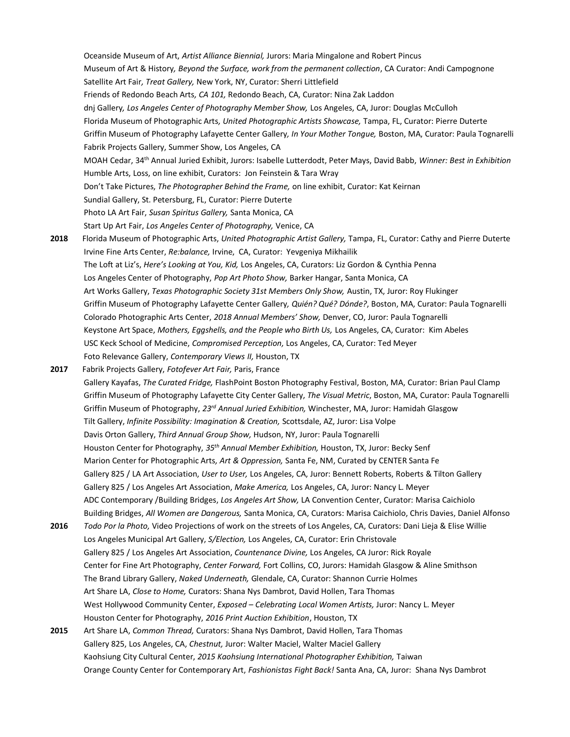Oceanside Museum of Art, *Artist Alliance Biennial,* Jurors: Maria Mingalone and Robert Pincus
Museum of Art & History*, Beyond the Surface, work from the permanent collection*, CA Curator: Andi Campognone
Satellite Art Fair*, Treat Gallery,* New York, NY, Curator: Sherri Littlefield
Friends of Redondo Beach Arts*, CA 101,* Redondo Beach, CA, Curator: Nina Zak Laddon
dnj Gallery*, Los Angeles Center of Photography Member Show,* Los Angeles, CA, Juror: Douglas McCulloh
Florida Museum of Photographic Arts*, United Photographic Artists Showcase,* Tampa, FL, Curator: Pierre Duterte
Griffin Museum of Photography Lafayette Center Gallery*, In Your Mother Tongue,* Boston, MA, Curator: Paula Tognarelli
Fabrik Projects Gallery, Summer Show, Los Angeles, CA
MOAH Cedar, 34th Annual Juried Exhibit, Jurors: Isabelle Lutterdodt, Peter Mays, David Babb, *Winner: Best in Exhibition*
Humble Arts, Loss, on line exhibit, Curators: Jon Feinstein & Tara Wray
Don't Take Pictures, *The Photographer Behind the Frame,* on line exhibit, Curator: Kat Keirnan
Sundial Gallery, St. Petersburg, FL, Curator: Pierre Duterte
Photo LA Art Fair, *Susan Spiritus Gallery,* Santa Monica, CA
Start Up Art Fair, *Los Angeles Center of Photography,* Venice, CA

**2018** Florida Museum of Photographic Arts, *United Photographic Artist Gallery,* Tampa, FL, Curator: Cathy and Pierre Duterte
Irvine Fine Arts Center, *Re:balance,* Irvine, CA, Curator: Yevgeniya Mikhailik
The Loft at Liz's, *Here's Looking at You, Kid,* Los Angeles, CA, Curators: Liz Gordon & Cynthia Penna
Los Angeles Center of Photography, *Pop Art Photo Show,* Barker Hangar, Santa Monica, CA
Art Works Gallery, *Texas Photographic Society 31st Members Only Show,* Austin, TX, Juror: Roy Flukinger
Griffin Museum of Photography Lafayette Center Gallery*, Quién? Qué? Dónde?*, Boston, MA, Curator: Paula Tognarelli
Colorado Photographic Arts Center, *2018 Annual Members' Show,* Denver, CO, Juror: Paula Tognarelli
Keystone Art Space, *Mothers, Eggshells, and the People who Birth Us,* Los Angeles, CA, Curator: Kim Abeles
USC Keck School of Medicine, *Compromised Perception,* Los Angeles, CA, Curator: Ted Meyer
Foto Relevance Gallery, *Contemporary Views II,* Houston, TX

**2017** Fabrik Projects Gallery, *Fotofever Art Fair,* Paris, France
Gallery Kayafas, *The Curated Fridge,* FlashPoint Boston Photography Festival, Boston, MA, Curator: Brian Paul Clamp
Griffin Museum of Photography Lafayette City Center Gallery, *The Visual Metric*, Boston, MA, Curator: Paula Tognarelli
Griffin Museum of Photography, *23rd Annual Juried Exhibition,* Winchester, MA, Juror: Hamidah Glasgow
Tilt Gallery, *Infinite Possibility: Imagination & Creation,* Scottsdale, AZ, Juror: Lisa Volpe
Davis Orton Gallery, *Third Annual Group Show,* Hudson, NY, Juror: Paula Tognarelli
Houston Center for Photography, *35th Annual Member Exhibition,* Houston, TX, Juror: Becky Senf
Marion Center for Photographic Arts*, Art & Oppression,* Santa Fe, NM, Curated by CENTER Santa Fe
Gallery 825 / LA Art Association, *User to User,* Los Angeles, CA, Juror: Bennett Roberts, Roberts & Tilton Gallery
Gallery 825 / Los Angeles Art Association, *Make America,* Los Angeles, CA, Juror: Nancy L. Meyer
ADC Contemporary /Building Bridges, *Los Angeles Art Show,* LA Convention Center, Curator: Marisa Caichiolo
Building Bridges, *All Women are Dangerous,* Santa Monica, CA, Curators: Marisa Caichiolo, Chris Davies, Daniel Alfonso

**2016** *Todo Por la Photo,* Video Projections of work on the streets of Los Angeles, CA, Curators: Dani Lieja & Elise Willie
Los Angeles Municipal Art Gallery, *S/Election,* Los Angeles, CA, Curator: Erin Christovale
Gallery 825 / Los Angeles Art Association, *Countenance Divine,* Los Angeles, CA Juror: Rick Royale
Center for Fine Art Photography, *Center Forward,* Fort Collins, CO, Jurors: Hamidah Glasgow & Aline Smithson
The Brand Library Gallery, *Naked Underneath,* Glendale, CA, Curator: Shannon Currie Holmes
Art Share LA, *Close to Home,* Curators: Shana Nys Dambrot, David Hollen, Tara Thomas
West Hollywood Community Center, *Exposed – Celebrating Local Women Artists,* Juror: Nancy L. Meyer
Houston Center for Photography, *2016 Print Auction Exhibition*, Houston, TX

**2015** Art Share LA, *Common Thread,* Curators: Shana Nys Dambrot, David Hollen, Tara Thomas
Gallery 825, Los Angeles, CA, *Chestnut,* Juror: Walter Maciel, Walter Maciel Gallery
Kaohsiung City Cultural Center, *2015 Kaohsiung International Photographer Exhibition,* Taiwan
Orange County Center for Contemporary Art, *Fashionistas Fight Back!* Santa Ana, CA, Juror: Shana Nys Dambrot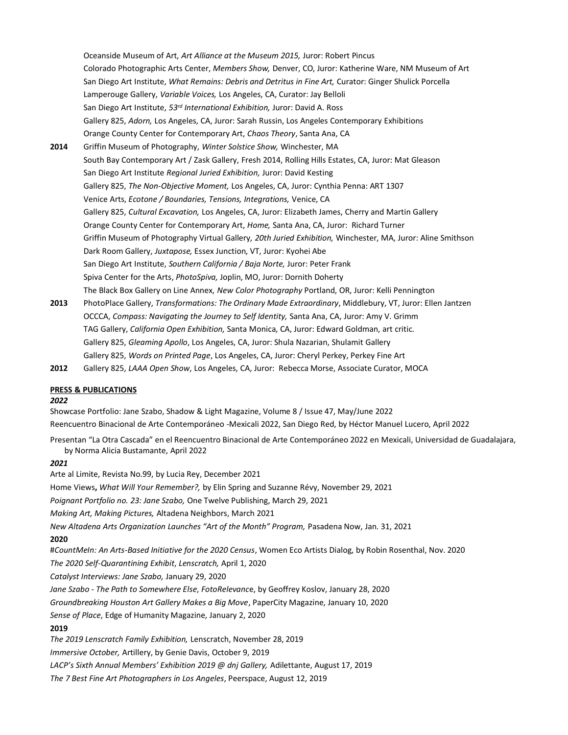Oceanside Museum of Art, *Art Alliance at the Museum 2015,* Juror: Robert Pincus
Colorado Photographic Arts Center, *Members Show,* Denver, CO, Juror: Katherine Ware, NM Museum of Art
San Diego Art Institute, *What Remains: Debris and Detritus in Fine Art,* Curator: Ginger Shulick Porcella
Lamperouge Gallery, *Variable Voices,* Los Angeles, CA, Curator: Jay Belloli
San Diego Art Institute, *53rd International Exhibition,* Juror: David A. Ross
Gallery 825, *Adorn,* Los Angeles, CA, Juror: Sarah Russin, Los Angeles Contemporary Exhibitions
Orange County Center for Contemporary Art, *Chaos Theory*, Santa Ana, CA

**2014** Griffin Museum of Photography, *Winter Solstice Show,* Winchester, MA
South Bay Contemporary Art / Zask Gallery, Fresh 2014, Rolling Hills Estates, CA, Juror: Mat Gleason
San Diego Art Institute *Regional Juried Exhibition,* Juror: David Kesting
Gallery 825, *The Non-Objective Moment,* Los Angeles, CA, Juror: Cynthia Penna: ART 1307
Venice Arts, *Ecotone / Boundaries, Tensions, Integrations,* Venice, CA
Gallery 825, *Cultural Excavation,* Los Angeles, CA, Juror: Elizabeth James, Cherry and Martin Gallery
Orange County Center for Contemporary Art, *Home,* Santa Ana, CA, Juror: Richard Turner
Griffin Museum of Photography Virtual Gallery*, 20th Juried Exhibition,* Winchester, MA, Juror: Aline Smithson
Dark Room Gallery, *Juxtapose,* Essex Junction, VT, Juror: Kyohei Abe
San Diego Art Institute, *Southern California / Baja Norte,* Juror: Peter Frank
Spiva Center for the Arts, *PhotoSpiva,* Joplin, MO, Juror: Dornith Doherty
The Black Box Gallery on Line Annex, *New Color Photography* Portland, OR, Juror: Kelli Pennington

**2013** PhotoPlace Gallery, *Transformations: The Ordinary Made Extraordinary*, Middlebury, VT, Juror: Ellen Jantzen
OCCCA, *Compass: Navigating the Journey to Self Identity,* Santa Ana, CA, Juror: Amy V. Grimm
TAG Gallery, *California Open Exhibition,* Santa Monica, CA, Juror: Edward Goldman, art critic.
Gallery 825, *Gleaming Apollo*, Los Angeles, CA, Juror: Shula Nazarian, Shulamit Gallery
Gallery 825, *Words on Printed Page*, Los Angeles, CA, Juror: Cheryl Perkey, Perkey Fine Art

**2012** Gallery 825, *LAAA Open Show*, Los Angeles, CA, Juror: Rebecca Morse, Associate Curator, MOCA

**PRESS & PUBLICATIONS**

***2022***

Showcase Portfolio: Jane Szabo, Shadow & Light Magazine, Volume 8 / Issue 47, May/June 2022
Reencuentro Binacional de Arte Contemporáneo -Mexicali 2022, San Diego Red, by Héctor Manuel Lucero, April 2022
Presentan "La Otra Cascada" en el Reencuentro Binacional de Arte Contemporáneo 2022 en Mexicali, Universidad de Guadalajara, by Norma Alicia Bustamante, April 2022

***2021***

Arte al Limite, Revista No.99, by Lucia Rey, December 2021
Home Views**,** *What Will Your Remember?,* by Elin Spring and Suzanne Révy, November 29, 2021
*Poignant Portfolio no. 23: Jane Szabo,* One Twelve Publishing, March 29, 2021
*Making Art, Making Pictures,* Altadena Neighbors, March 2021
*New Altadena Arts Organization Launches "Art of the Month" Program,* Pasadena Now, Jan. 31, 2021

**2020**

#*CountMeIn: An Arts-Based Initiative for the 2020 Census*, Women Eco Artists Dialog, by Robin Rosenthal, Nov. 2020
*The 2020 Self-Quarantining Exhibit*, *Lenscratch,* April 1, 2020
*Catalyst Interviews: Jane Szabo,* January 29, 2020
*Jane Szabo - The Path to Somewhere Else*, *FotoRelevanc*e, by Geoffrey Koslov, January 28, 2020
*Groundbreaking Houston Art Gallery Makes a Big Move*, PaperCity Magazine, January 10, 2020
*Sense of Place*, Edge of Humanity Magazine, January 2, 2020

**2019**

*The 2019 Lenscratch Family Exhibition,* Lenscratch, November 28, 2019
*Immersive October,* Artillery, by Genie Davis, October 9, 2019
*LACP's Sixth Annual Members' Exhibition 2019 @ dnj Gallery,* Adilettante, August 17, 2019
*The 7 Best Fine Art Photographers in Los Angeles*, Peerspace, August 12, 2019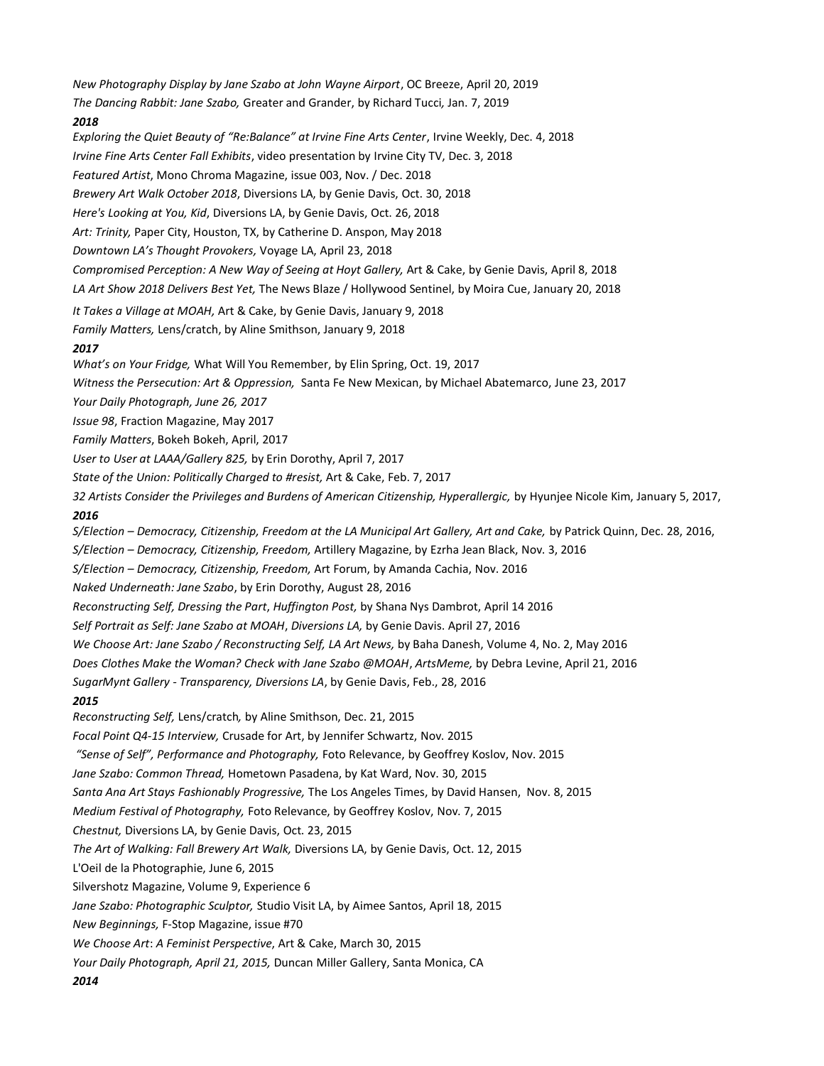*New Photography Display by Jane Szabo at John Wayne Airport*, OC Breeze, April 20, 2019

*The Dancing Rabbit: Jane Szabo,* Greater and Grander, by Richard Tucci*,* Jan. 7, 2019

***2018***

*Exploring the Quiet Beauty of "Re:Balance" at Irvine Fine Arts Center*, Irvine Weekly, Dec. 4, 2018

*Irvine Fine Arts Center Fall Exhibits*, video presentation by Irvine City TV, Dec. 3, 2018

*Featured Artist*, Mono Chroma Magazine, issue 003, Nov. / Dec. 2018

*Brewery Art Walk October 2018*, Diversions LA, by Genie Davis, Oct. 30, 2018

*Here's Looking at You, Kid*, Diversions LA, by Genie Davis, Oct. 26, 2018

*Art: Trinity,* Paper City, Houston, TX, by Catherine D. Anspon, May 2018

*Downtown LA's Thought Provokers,* Voyage LA, April 23, 2018

*Compromised Perception: A New Way of Seeing at Hoyt Gallery,* Art & Cake, by Genie Davis, April 8, 2018

*LA Art Show 2018 Delivers Best Yet,* The News Blaze / Hollywood Sentinel, by Moira Cue, January 20, 2018

*It Takes a Village at MOAH,* Art & Cake, by Genie Davis, January 9, 2018

*Family Matters,* Lens/cratch, by Aline Smithson, January 9, 2018

***2017***

*What's on Your Fridge,* What Will You Remember, by Elin Spring, Oct. 19, 2017

*Witness the Persecution: Art & Oppression,* Santa Fe New Mexican, by Michael Abatemarco, June 23, 2017

*Your Daily Photograph, June 26, 2017*

*Issue 98*, Fraction Magazine, May 2017

*Family Matters*, Bokeh Bokeh, April, 2017

*User to User at LAAA/Gallery 825,* by Erin Dorothy, April 7, 2017

*State of the Union: Politically Charged to #resist,* Art & Cake, Feb. 7, 2017

*32 Artists Consider the Privileges and Burdens of American Citizenship, Hyperallergic,* by Hyunjee Nicole Kim, January 5, 2017,

***2016***

*S/Election – Democracy, Citizenship, Freedom at the LA Municipal Art Gallery, Art and Cake,* by Patrick Quinn, Dec. 28, 2016,

*S/Election – Democracy, Citizenship, Freedom,* Artillery Magazine, by Ezrha Jean Black, Nov. 3, 2016

*S/Election – Democracy, Citizenship, Freedom,* Art Forum, by Amanda Cachia, Nov. 2016

*Naked Underneath: Jane Szabo*, by Erin Dorothy, August 28, 2016

*Reconstructing Self, Dressing the Part*, *Huffington Post,* by Shana Nys Dambrot, April 14 2016

*Self Portrait as Self: Jane Szabo at MOAH*, *Diversions LA,* by Genie Davis. April 27, 2016

*We Choose Art: Jane Szabo / Reconstructing Self, LA Art News,* by Baha Danesh, Volume 4, No. 2, May 2016

*Does Clothes Make the Woman? Check with Jane Szabo @MOAH*, *ArtsMeme,* by Debra Levine, April 21, 2016

*SugarMynt Gallery - Transparency, Diversions LA*, by Genie Davis, Feb., 28, 2016

***2015***

*Reconstructing Self,* Lens/cratch*,* by Aline Smithson, Dec. 21, 2015

*Focal Point Q4-15 Interview,* Crusade for Art, by Jennifer Schwartz, Nov. 2015

*"Sense of Self", Performance and Photography,* Foto Relevance, by Geoffrey Koslov, Nov. 2015

*Jane Szabo: Common Thread,* Hometown Pasadena, by Kat Ward, Nov. 30, 2015

*Santa Ana Art Stays Fashionably Progressive,* The Los Angeles Times, by David Hansen, Nov. 8, 2015

*Medium Festival of Photography,* Foto Relevance, by Geoffrey Koslov, Nov. 7, 2015

*Chestnut,* Diversions LA, by Genie Davis, Oct. 23, 2015

*The Art of Walking: Fall Brewery Art Walk,* Diversions LA, by Genie Davis, Oct. 12, 2015

L'Oeil de la Photographie, June 6, 2015

Silvershotz Magazine, Volume 9, Experience 6

*Jane Szabo: Photographic Sculptor,* Studio Visit LA, by Aimee Santos, April 18, 2015

*New Beginnings,* F-Stop Magazine, issue #70

*We Choose Art*: *A Feminist Perspective*, Art & Cake, March 30, 2015

*Your Daily Photograph, April 21, 2015,* Duncan Miller Gallery, Santa Monica, CA

***2014***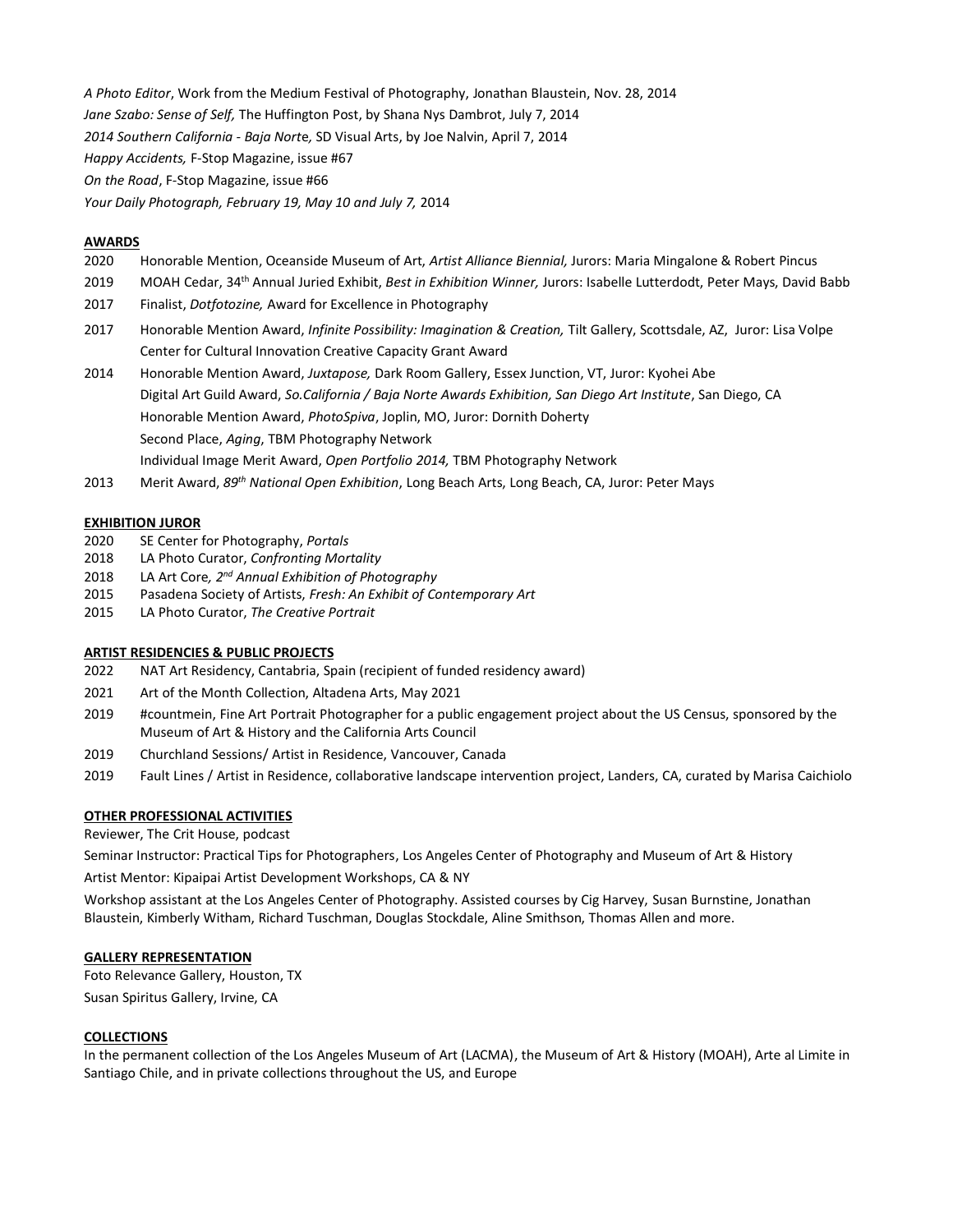*A Photo Editor*, Work from the Medium Festival of Photography, Jonathan Blaustein, Nov. 28, 2014

*Jane Szabo: Sense of Self,* The Huffington Post, by Shana Nys Dambrot, July 7, 2014

*2014 Southern California - Baja Norte,* SD Visual Arts, by Joe Nalvin, April 7, 2014

*Happy Accidents,* F-Stop Magazine, issue #67

*On the Road*, F-Stop Magazine, issue #66

*Your Daily Photograph, February 19, May 10 and July 7,* 2014

**AWARDS**

2020 Honorable Mention, Oceanside Museum of Art, *Artist Alliance Biennial,* Jurors: Maria Mingalone & Robert Pincus

2019 MOAH Cedar, 34th Annual Juried Exhibit, *Best in Exhibition Winner,* Jurors: Isabelle Lutterdodt, Peter Mays, David Babb

2017 Finalist, *Dotfotozine,* Award for Excellence in Photography

2017 Honorable Mention Award, *Infinite Possibility: Imagination & Creation,* Tilt Gallery, Scottsdale, AZ, Juror: Lisa Volpe
Center for Cultural Innovation Creative Capacity Grant Award

2014 Honorable Mention Award, *Juxtapose,* Dark Room Gallery, Essex Junction, VT, Juror: Kyohei Abe
Digital Art Guild Award, *So.California / Baja Norte Awards Exhibition, San Diego Art Institute*, San Diego, CA
Honorable Mention Award, *PhotoSpiva*, Joplin, MO, Juror: Dornith Doherty
Second Place, *Aging*, TBM Photography Network
Individual Image Merit Award, *Open Portfolio 2014,* TBM Photography Network

2013 Merit Award, *89th National Open Exhibition*, Long Beach Arts, Long Beach, CA, Juror: Peter Mays

**EXHIBITION JUROR**

2020 SE Center for Photography, *Portals*

2018 LA Photo Curator, *Confronting Mortality*

2018 LA Art Core*, 2nd Annual Exhibition of Photography*

2015 Pasadena Society of Artists, *Fresh: An Exhibit of Contemporary Art*

2015 LA Photo Curator, *The Creative Portrait*

**ARTIST RESIDENCIES & PUBLIC PROJECTS**

2022 NAT Art Residency, Cantabria, Spain (recipient of funded residency award)

2021 Art of the Month Collection, Altadena Arts, May 2021

2019 #countmein, Fine Art Portrait Photographer for a public engagement project about the US Census, sponsored by the Museum of Art & History and the California Arts Council

2019 Churchland Sessions/ Artist in Residence, Vancouver, Canada

2019 Fault Lines / Artist in Residence, collaborative landscape intervention project, Landers, CA, curated by Marisa Caichiolo

**OTHER PROFESSIONAL ACTIVITIES**

Reviewer, The Crit House, podcast

Seminar Instructor: Practical Tips for Photographers, Los Angeles Center of Photography and Museum of Art & History

Artist Mentor: Kipaipai Artist Development Workshops, CA & NY

Workshop assistant at the Los Angeles Center of Photography. Assisted courses by Cig Harvey, Susan Burnstine, Jonathan Blaustein, Kimberly Witham, Richard Tuschman, Douglas Stockdale, Aline Smithson, Thomas Allen and more.

**GALLERY REPRESENTATION**

Foto Relevance Gallery, Houston, TX

Susan Spiritus Gallery, Irvine, CA

**COLLECTIONS**

In the permanent collection of the Los Angeles Museum of Art (LACMA), the Museum of Art & History (MOAH), Arte al Limite in Santiago Chile, and in private collections throughout the US, and Europe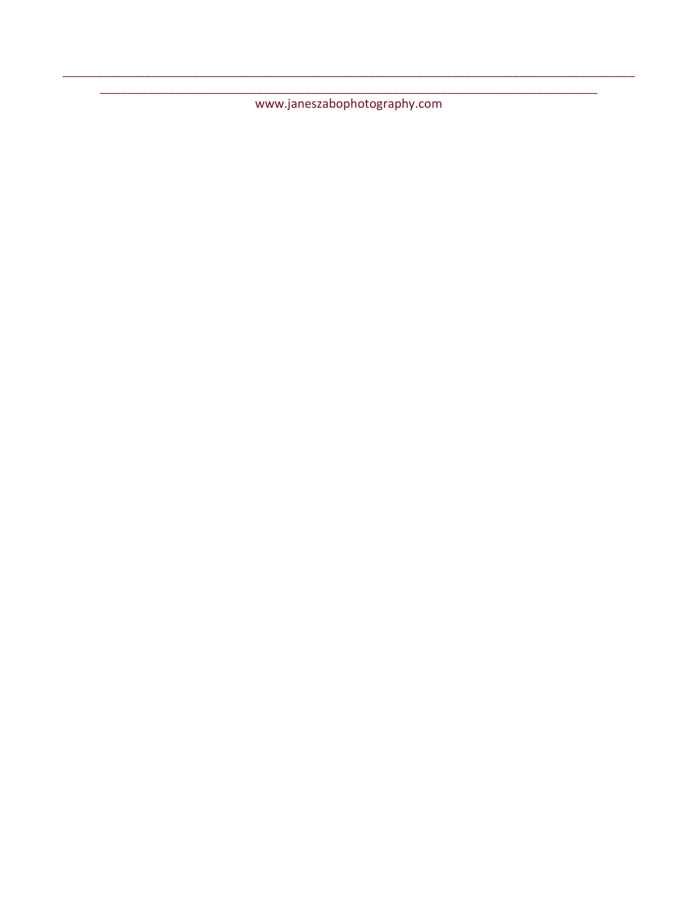www.janeszabophotography.com